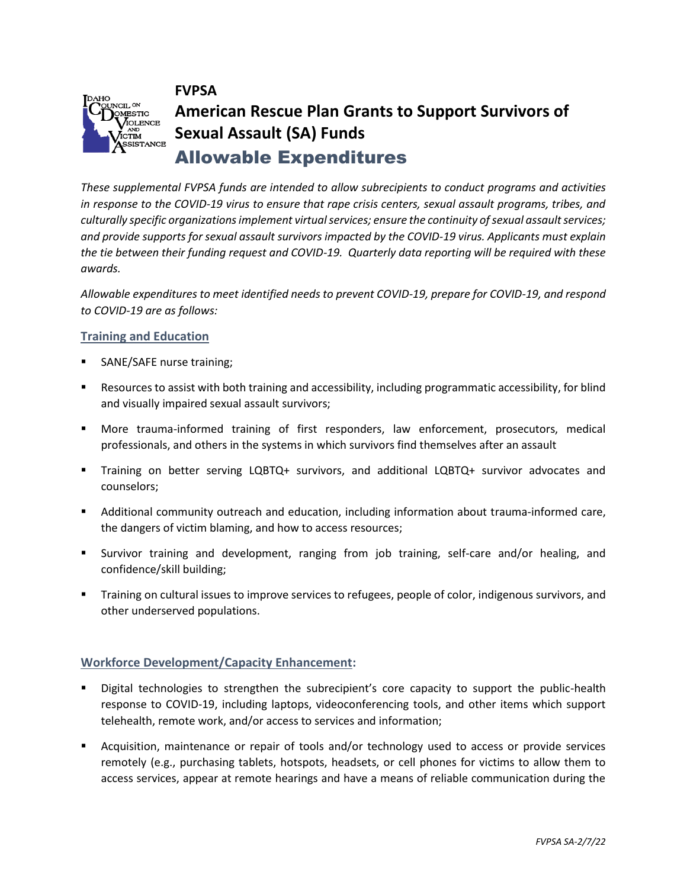# FVPSA

# American Rescue Plan Grants to Support Survivors of Sexual Assault (SA) Funds

## Allowable Expenditures

*These supplemental FVPSA funds are intended to allow subrecipients to conduct programs and activities in response to the COVID-19 virus to ensure that rape crisis centers, sexual assault programs, tribes, and culturally specific organizations implement virtual services; ensure the continuity of sexual assault services; and provide supports for sexual assault survivors impacted by the COVID-19 virus. Applicants must explain the tie between their funding request and COVID-19. Quarterly data reporting will be required with these awards.*

*Allowable expenditures to meet identified needs to prevent COVID-19, prepare for COVID-19, and respond to COVID-19 are as follows:*

### Training and Education

- SANE/SAFE nurse training;
- Resources to assist with both training and accessibility, including programmatic accessibility, for blind and visually impaired sexual assault survivors;
- More trauma-informed training of first responders, law enforcement, prosecutors, medical professionals, and others in the systems in which survivors find themselves after an assault
- Training on better serving LQBTQ+ survivors, and additional LQBTQ+ survivor advocates and counselors;
- Additional community outreach and education, including information about trauma-informed care, the dangers of victim blaming, and how to access resources;
- Survivor training and development, ranging from job training, self-care and/or healing, and confidence/skill building;
- Training on cultural issues to improve services to refugees, people of color, indigenous survivors, and other underserved populations.

### Workforce Development/Capacity Enhancement:

- Digital technologies to strengthen the subrecipient's core capacity to support the public-health response to COVID-19, including laptops, videoconferencing tools, and other items which support telehealth, remote work, and/or access to services and information;
- Acquisition, maintenance or repair of tools and/or technology used to access or provide services remotely (e.g., purchasing tablets, hotspots, headsets, or cell phones for victims to allow them to access services, appear at remote hearings and have a means of reliable communication during the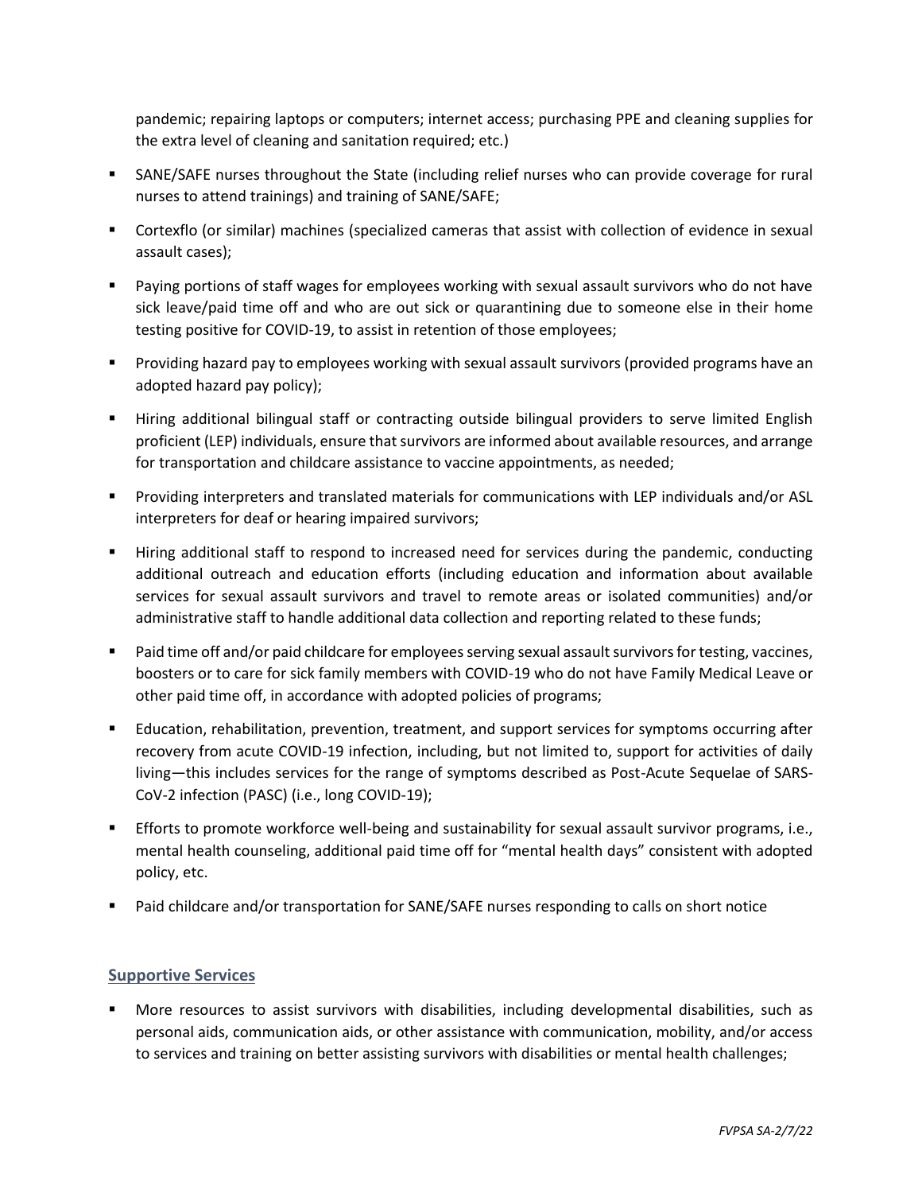pandemic; repairing laptops or computers; internet access; purchasing PPE and cleaning supplies for the extra level of cleaning and sanitation required; etc.)

- SANE/SAFE nurses throughout the State (including relief nurses who can provide coverage for rural nurses to attend trainings) and training of SANE/SAFE;
- Cortexflo (or similar) machines (specialized cameras that assist with collection of evidence in sexual assault cases);
- Paying portions of staff wages for employees working with sexual assault survivors who do not have sick leave/paid time off and who are out sick or quarantining due to someone else in their home testing positive for COVID-19, to assist in retention of those employees;
- Providing hazard pay to employees working with sexual assault survivors (provided programs have an adopted hazard pay policy);
- Hiring additional bilingual staff or contracting outside bilingual providers to serve limited English proficient (LEP) individuals, ensure that survivors are informed about available resources, and arrange for transportation and childcare assistance to vaccine appointments, as needed;
- Providing interpreters and translated materials for communications with LEP individuals and/or ASL interpreters for deaf or hearing impaired survivors;
- Hiring additional staff to respond to increased need for services during the pandemic, conducting additional outreach and education efforts (including education and information about available services for sexual assault survivors and travel to remote areas or isolated communities) and/or administrative staff to handle additional data collection and reporting related to these funds;
- Paid time off and/or paid childcare for employees serving sexual assault survivors for testing, vaccines, boosters or to care for sick family members with COVID-19 who do not have Family Medical Leave or other paid time off, in accordance with adopted policies of programs;
- Education, rehabilitation, prevention, treatment, and support services for symptoms occurring after recovery from acute COVID-19 infection, including, but not limited to, support for activities of daily living—this includes services for the range of symptoms described as Post-Acute Sequelae of SARS-CoV-2 infection (PASC) (i.e., long COVID-19);
- Efforts to promote workforce well-being and sustainability for sexual assault survivor programs, i.e., mental health counseling, additional paid time off for "mental health days" consistent with adopted policy, etc.
- Paid childcare and/or transportation for SANE/SAFE nurses responding to calls on short notice

## Supportive Services

- More resources to assist survivors with disabilities, including developmental disabilities, such as personal aids, communication aids, or other assistance with communication, mobility, and/or access to services and training on better assisting survivors with disabilities or mental health challenges;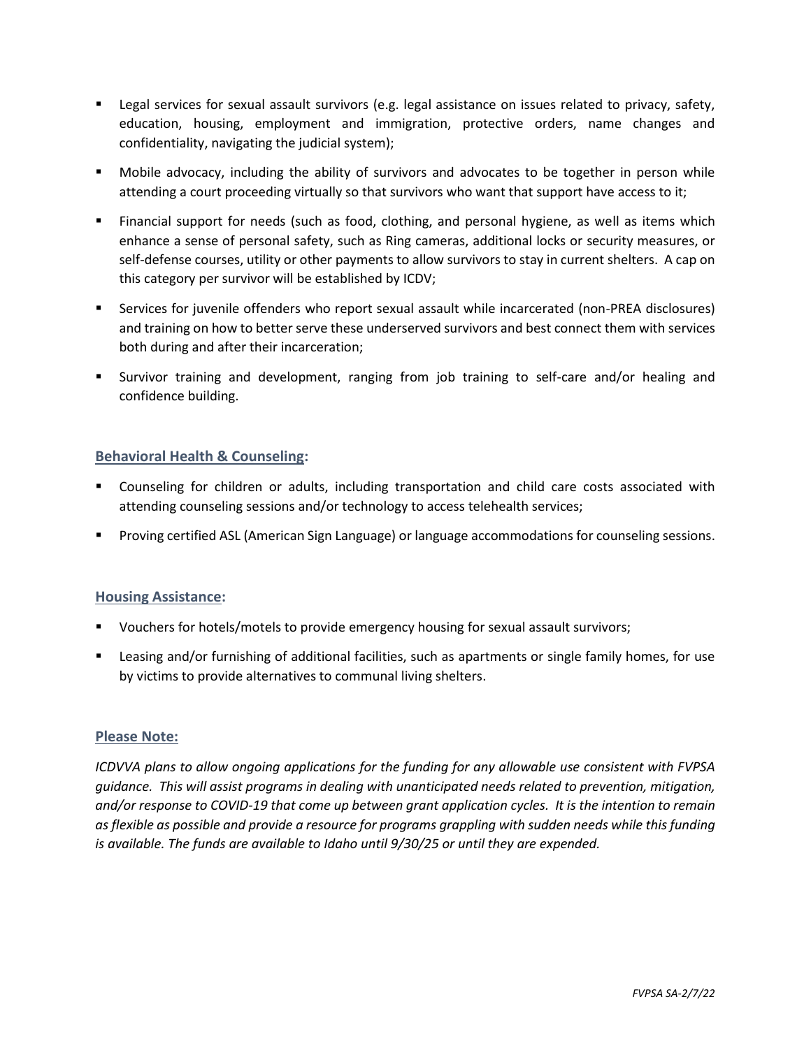- Legal services for sexual assault survivors (e.g. legal assistance on issues related to privacy, safety, education, housing, employment and immigration, protective orders, name changes and confidentiality, navigating the judicial system);
- Mobile advocacy, including the ability of survivors and advocates to be together in person while attending a court proceeding virtually so that survivors who want that support have access to it;
- Financial support for needs (such as food, clothing, and personal hygiene, as well as items which enhance a sense of personal safety, such as Ring cameras, additional locks or security measures, or self-defense courses, utility or other payments to allow survivors to stay in current shelters. A cap on this category per survivor will be established by ICDV;
- Services for juvenile offenders who report sexual assault while incarcerated (non-PREA disclosures) and training on how to better serve these underserved survivors and best connect them with services both during and after their incarceration;
- Survivor training and development, ranging from job training to self-care and/or healing and confidence building.

## Behavioral Health & Counseling:

- Counseling for children or adults, including transportation and child care costs associated with attending counseling sessions and/or technology to access telehealth services;
- Proving certified ASL (American Sign Language) or language accommodations for counseling sessions.

## Housing Assistance:

- Vouchers for hotels/motels to provide emergency housing for sexual assault survivors;
- Leasing and/or furnishing of additional facilities, such as apartments or single family homes, for use by victims to provide alternatives to communal living shelters.

## Please Note:

*ICDVVA plans to allow ongoing applications for the funding for any allowable use consistent with FVPSA guidance. This will assist programs in dealing with unanticipated needs related to prevention, mitigation, and/or response to COVID-19 that come up between grant application cycles. It is the intention to remain as flexible as possible and provide a resource for programs grappling with sudden needs while this funding is available. The funds are available to Idaho until 9/30/25 or until they are expended.*